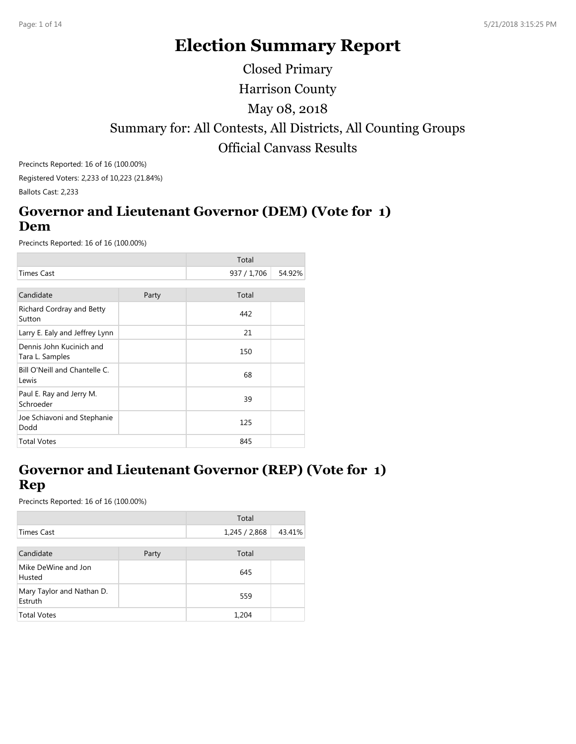# Election Summary Report

Closed Primary

Harrison County

May 08, 2018

Summary for: All Contests, All Districts, All Counting Groups

Official Canvass Results

Precincts Reported: 16 of 16 (100.00%)

Registered Voters: 2,233 of 10,223 (21.84%)

Ballots Cast: 2,233

## Governor and Lieutenant Governor (DEM) (Vote for 1) Dem

Precincts Reported: 16 of 16 (100.00%)

| | Total | |
|---|---|---|
| Times Cast | 937 / 1,706 | 54.92% |

| Candidate | Party | Total | |
|---|---|---|---|
| Richard Cordray and Betty Sutton | | 442 | |
| Larry E. Ealy and Jeffrey Lynn | | 21 | |
| Dennis John Kucinich and Tara L. Samples | | 150 | |
| Bill O'Neill and Chantelle C. Lewis | | 68 | |
| Paul E. Ray and Jerry M. Schroeder | | 39 | |
| Joe Schiavoni and Stephanie Dodd | | 125 | |
| Total Votes | | 845 | |

## Governor and Lieutenant Governor (REP) (Vote for 1) Rep

Precincts Reported: 16 of 16 (100.00%)

| | Total | |
|---|---|---|
| Times Cast | 1,245 / 2,868 | 43.41% |

| Candidate | Party | Total | |
|---|---|---|---|
| Mike DeWine and Jon Husted | | 645 | |
| Mary Taylor and Nathan D. Estruth | | 559 | |
| Total Votes | | 1,204 | |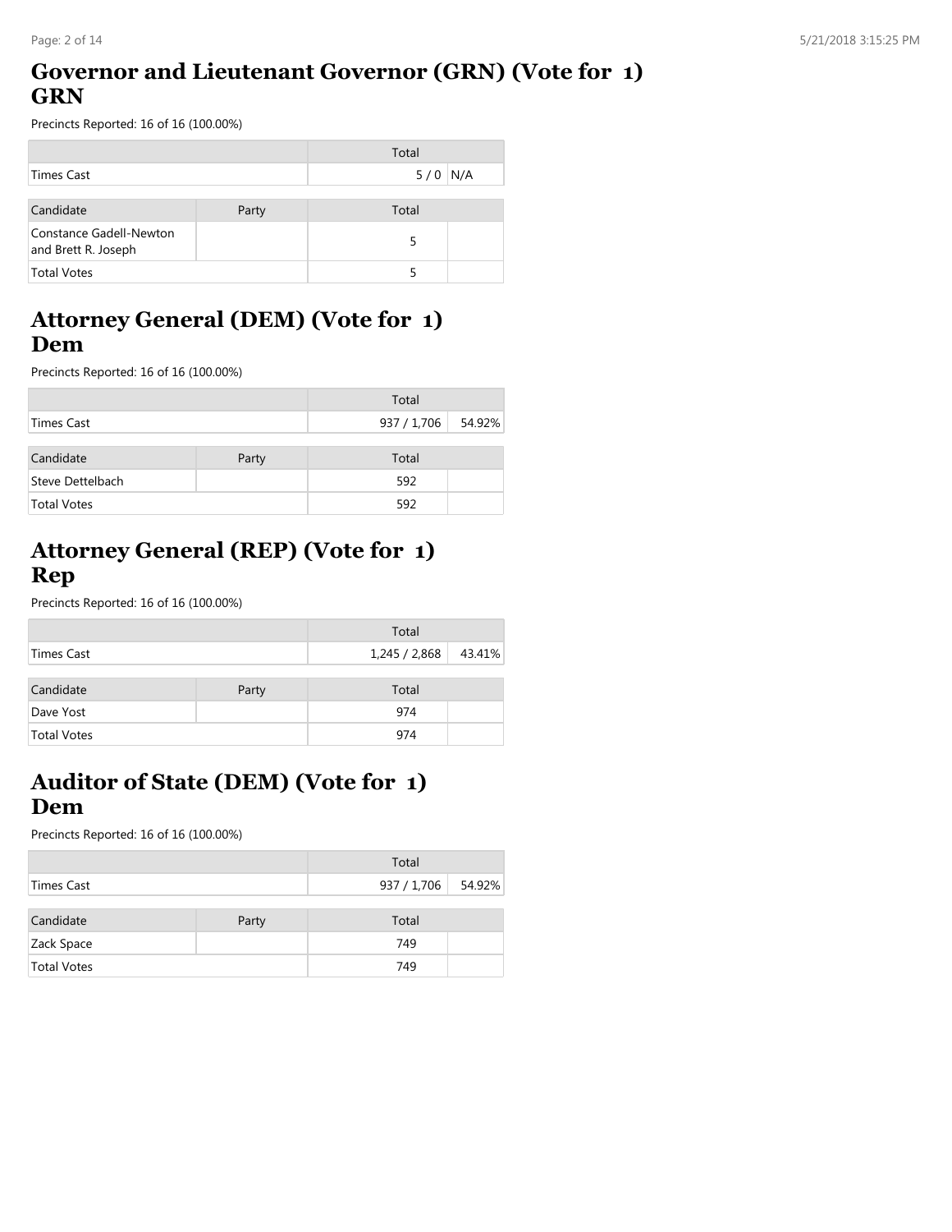## Governor and Lieutenant Governor (GRN) (Vote for 1)
## GRN

Precincts Reported: 16 of 16 (100.00%)

| | Total | |
|---|---|---|
| Times Cast | 5 / 0 | N/A |

| Candidate | Party | Total | |
|---|---|---|---|
| Constance Gadell-Newton and Brett R. Joseph | | 5 | |
| Total Votes | | 5 | |

## Attorney General (DEM) (Vote for 1)
## Dem

Precincts Reported: 16 of 16 (100.00%)

| | Total | |
|---|---|---|
| Times Cast | 937 / 1,706 | 54.92% |

| Candidate | Party | Total | |
|---|---|---|---|
| Steve Dettelbach | | 592 | |
| Total Votes | | 592 | |

## Attorney General (REP) (Vote for 1)
## Rep

Precincts Reported: 16 of 16 (100.00%)

| | Total | |
|---|---|---|
| Times Cast | 1,245 / 2,868 | 43.41% |

| Candidate | Party | Total | |
|---|---|---|---|
| Dave Yost | | 974 | |
| Total Votes | | 974 | |

## Auditor of State (DEM) (Vote for 1)
## Dem

Precincts Reported: 16 of 16 (100.00%)

| | Total | |
|---|---|---|
| Times Cast | 937 / 1,706 | 54.92% |

| Candidate | Party | Total | |
|---|---|---|---|
| Zack Space | | 749 | |
| Total Votes | | 749 | |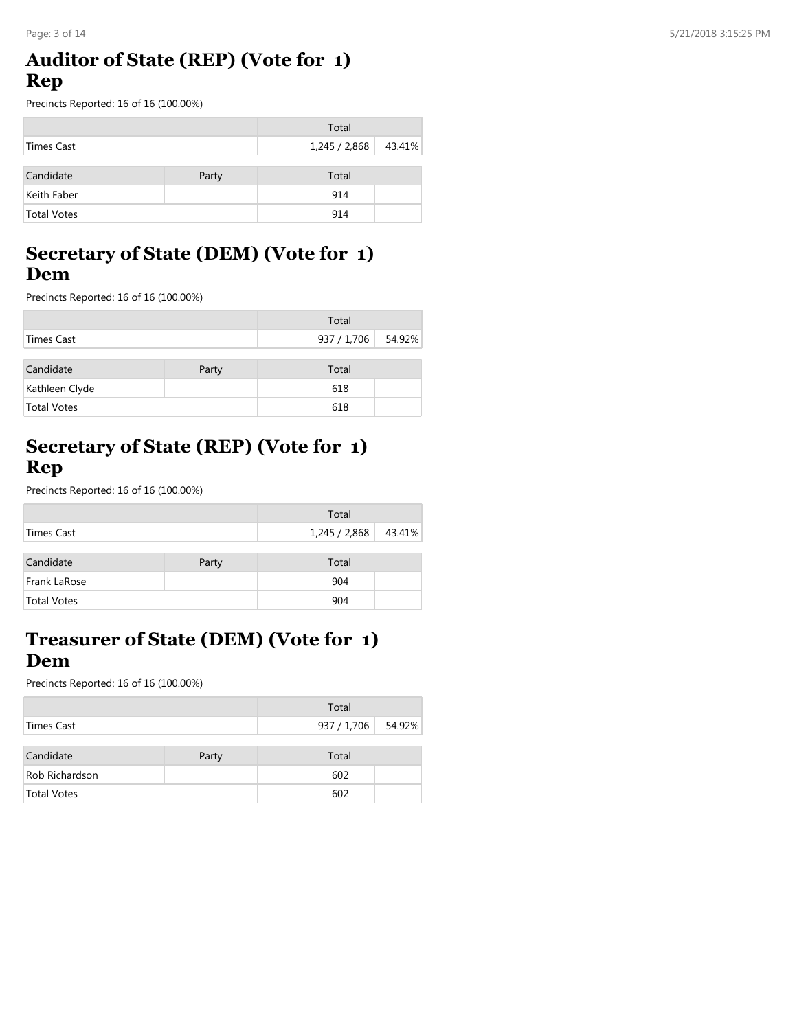## Auditor of State (REP) (Vote for 1) Rep

Precincts Reported: 16 of 16 (100.00%)

| | Total | |
|---|---|---|
| Times Cast | 1,245 / 2,868 | 43.41% |

| Candidate | Party | Total | |
|---|---|---|---|
| Keith Faber | | 914 | |
| Total Votes | | 914 | |

## Secretary of State (DEM) (Vote for 1) Dem

Precincts Reported: 16 of 16 (100.00%)

| | Total | |
|---|---|---|
| Times Cast | 937 / 1,706 | 54.92% |

| Candidate | Party | Total | |
|---|---|---|---|
| Kathleen Clyde | | 618 | |
| Total Votes | | 618 | |

## Secretary of State (REP) (Vote for 1) Rep

Precincts Reported: 16 of 16 (100.00%)

| | Total | |
|---|---|---|
| Times Cast | 1,245 / 2,868 | 43.41% |

| Candidate | Party | Total | |
|---|---|---|---|
| Frank LaRose | | 904 | |
| Total Votes | | 904 | |

## Treasurer of State (DEM) (Vote for 1) Dem

Precincts Reported: 16 of 16 (100.00%)

| | Total | |
|---|---|---|
| Times Cast | 937 / 1,706 | 54.92% |

| Candidate | Party | Total | |
|---|---|---|---|
| Rob Richardson | | 602 | |
| Total Votes | | 602 | |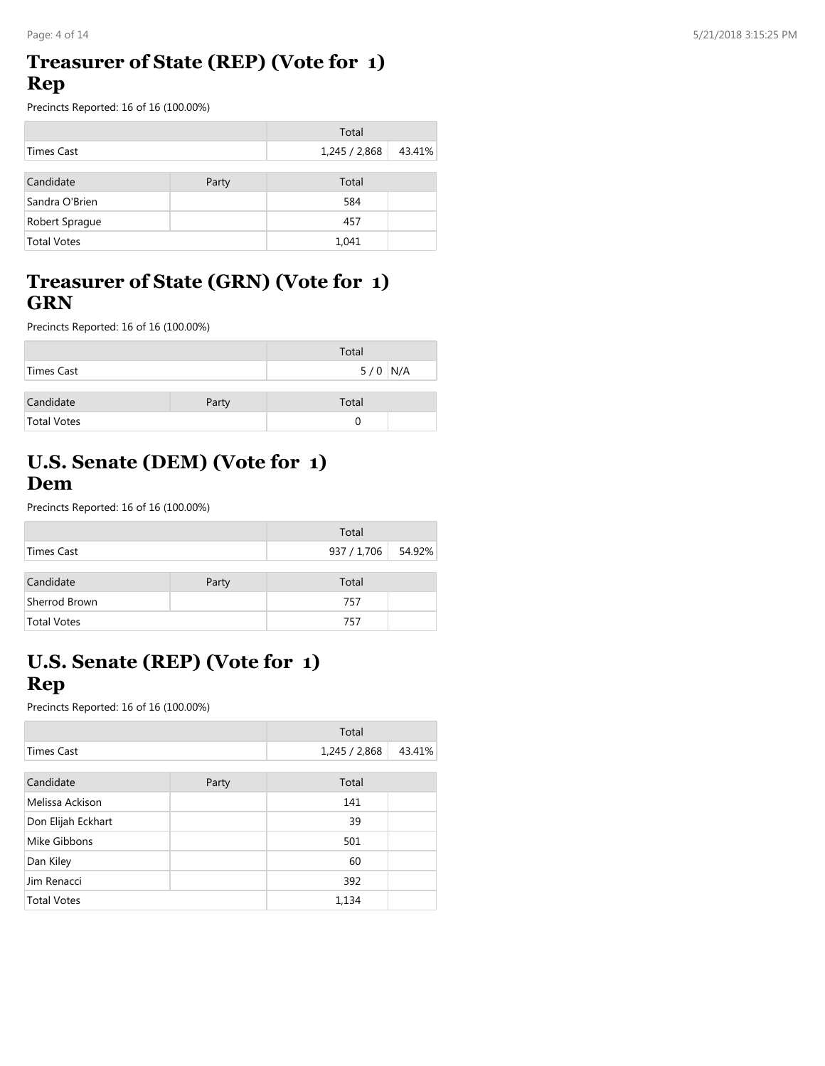## Treasurer of State (REP) (Vote for 1)
## Rep

Precincts Reported: 16 of 16 (100.00%)

| | | Total | |
|---|---|---|---|
| Times Cast | | 1,245 / 2,868 | 43.41% |

| Candidate | Party | Total | |
|---|---|---|---|
| Sandra O'Brien | | 584 | |
| Robert Sprague | | 457 | |
| Total Votes | | 1,041 | |

## Treasurer of State (GRN) (Vote for 1)
## GRN

Precincts Reported: 16 of 16 (100.00%)

| | | Total | |
|---|---|---|---|
| Times Cast | | 5 / 0 | N/A |

| Candidate | Party | Total | |
|---|---|---|---|
| Total Votes | | 0 | |

## U.S. Senate (DEM) (Vote for 1)
## Dem

Precincts Reported: 16 of 16 (100.00%)

| | | Total | |
|---|---|---|---|
| Times Cast | | 937 / 1,706 | 54.92% |

| Candidate | Party | Total | |
|---|---|---|---|
| Sherrod Brown | | 757 | |
| Total Votes | | 757 | |

## U.S. Senate (REP) (Vote for 1)
## Rep

Precincts Reported: 16 of 16 (100.00%)

| | | Total | |
|---|---|---|---|
| Times Cast | | 1,245 / 2,868 | 43.41% |

| Candidate | Party | Total | |
|---|---|---|---|
| Melissa Ackison | | 141 | |
| Don Elijah Eckhart | | 39 | |
| Mike Gibbons | | 501 | |
| Dan Kiley | | 60 | |
| Jim Renacci | | 392 | |
| Total Votes | | 1,134 | |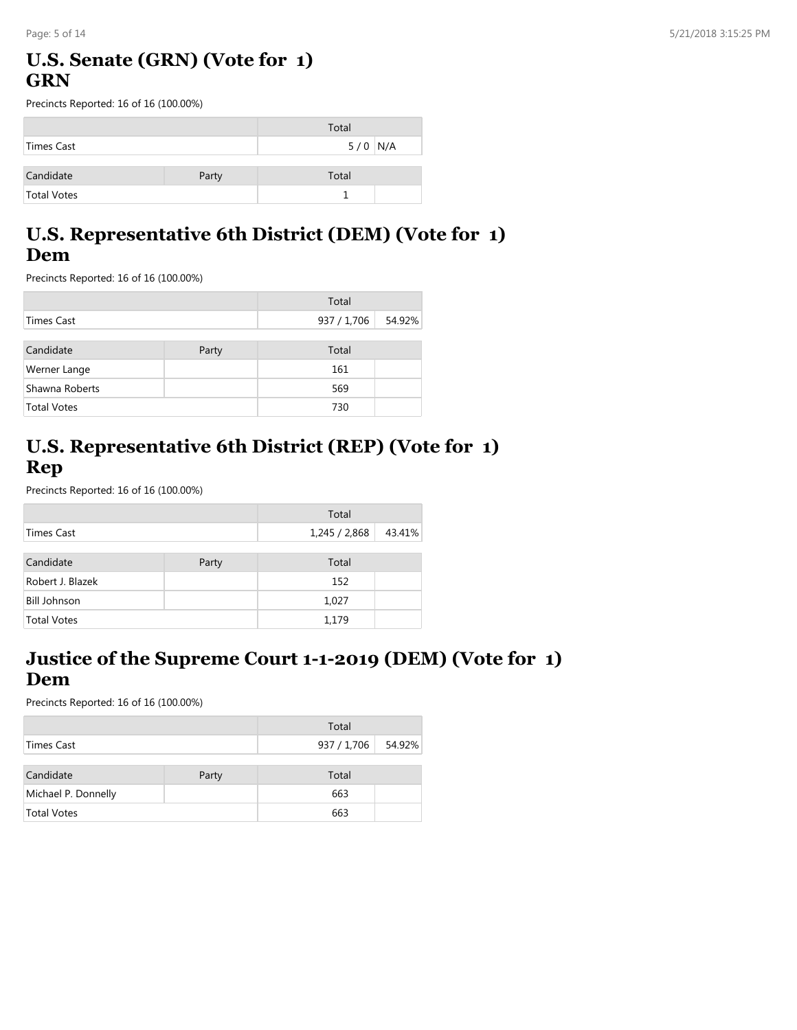## U.S. Senate (GRN) (Vote for 1)
## GRN

Precincts Reported: 16 of 16 (100.00%)

| | Total | |
|---|---|---|
| Times Cast | 5 / 0 | N/A |

| Candidate | Party | Total | |
|---|---|---|---|
| Total Votes | | 1 | |

## U.S. Representative 6th District (DEM) (Vote for 1)
## Dem

Precincts Reported: 16 of 16 (100.00%)

| | Total | |
|---|---|---|
| Times Cast | 937 / 1,706 | 54.92% |

| Candidate | Party | Total | |
|---|---|---|---|
| Werner Lange | | 161 | |
| Shawna Roberts | | 569 | |
| Total Votes | | 730 | |

## U.S. Representative 6th District (REP) (Vote for 1)
## Rep

Precincts Reported: 16 of 16 (100.00%)

| | Total | |
|---|---|---|
| Times Cast | 1,245 / 2,868 | 43.41% |

| Candidate | Party | Total | |
|---|---|---|---|
| Robert J. Blazek | | 152 | |
| Bill Johnson | | 1,027 | |
| Total Votes | | 1,179 | |

## Justice of the Supreme Court 1-1-2019 (DEM) (Vote for 1)
## Dem

Precincts Reported: 16 of 16 (100.00%)

| | Total | |
|---|---|---|
| Times Cast | 937 / 1,706 | 54.92% |

| Candidate | Party | Total | |
|---|---|---|---|
| Michael P. Donnelly | | 663 | |
| Total Votes | | 663 | |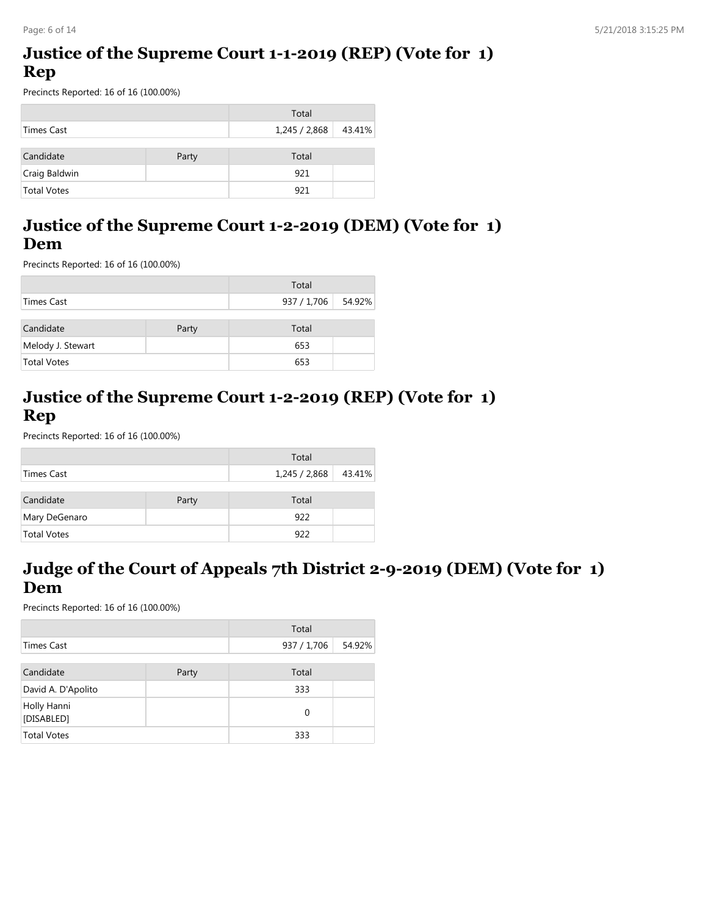## Justice of the Supreme Court 1-1-2019 (REP) (Vote for 1) Rep

Precincts Reported: 16 of 16 (100.00%)

| | Total | |
|---|---|---|
| Times Cast | 1,245 / 2,868 | 43.41% |

| Candidate | Party | Total | |
|---|---|---|---|
| Craig Baldwin | | 921 | |
| Total Votes | | 921 | |

## Justice of the Supreme Court 1-2-2019 (DEM) (Vote for 1) Dem

Precincts Reported: 16 of 16 (100.00%)

| | Total | |
|---|---|---|
| Times Cast | 937 / 1,706 | 54.92% |

| Candidate | Party | Total | |
|---|---|---|---|
| Melody J. Stewart | | 653 | |
| Total Votes | | 653 | |

## Justice of the Supreme Court 1-2-2019 (REP) (Vote for 1) Rep

Precincts Reported: 16 of 16 (100.00%)

| | Total | |
|---|---|---|
| Times Cast | 1,245 / 2,868 | 43.41% |

| Candidate | Party | Total | |
|---|---|---|---|
| Mary DeGenaro | | 922 | |
| Total Votes | | 922 | |

## Judge of the Court of Appeals 7th District 2-9-2019 (DEM) (Vote for 1) Dem

Precincts Reported: 16 of 16 (100.00%)

| | Total | |
|---|---|---|
| Times Cast | 937 / 1,706 | 54.92% |

| Candidate | Party | Total | |
|---|---|---|---|
| David A. D'Apolito | | 333 | |
| Holly Hanni [DISABLED] | | 0 | |
| Total Votes | | 333 | |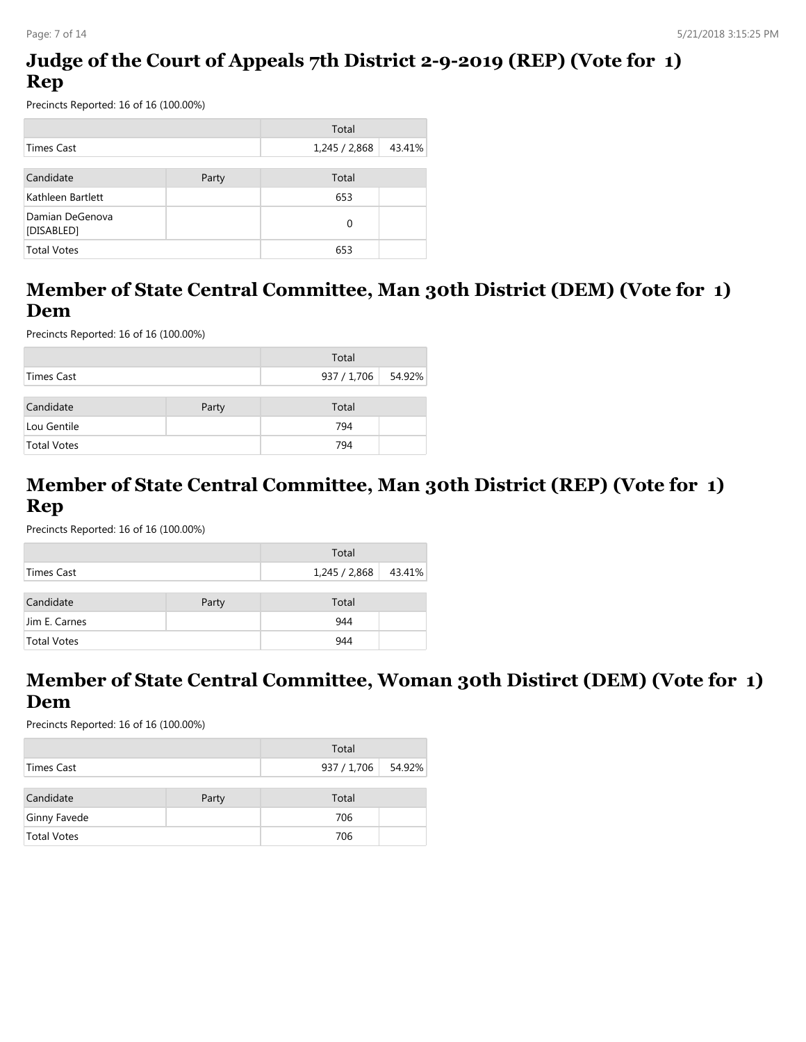## Judge of the Court of Appeals 7th District 2-9-2019 (REP) (Vote for 1) Rep

Precincts Reported: 16 of 16 (100.00%)

| | Total | |
|---|---|---|
| Times Cast | 1,245 / 2,868 | 43.41% |

| Candidate | Party | Total | |
|---|---|---|---|
| Kathleen Bartlett | | 653 | |
| Damian DeGenova [DISABLED] | | 0 | |
| Total Votes | | 653 | |

## Member of State Central Committee, Man 30th District (DEM) (Vote for 1) Dem

Precincts Reported: 16 of 16 (100.00%)

| | Total | |
|---|---|---|
| Times Cast | 937 / 1,706 | 54.92% |

| Candidate | Party | Total | |
|---|---|---|---|
| Lou Gentile | | 794 | |
| Total Votes | | 794 | |

## Member of State Central Committee, Man 30th District (REP) (Vote for 1) Rep

Precincts Reported: 16 of 16 (100.00%)

| | Total | |
|---|---|---|
| Times Cast | 1,245 / 2,868 | 43.41% |

| Candidate | Party | Total | |
|---|---|---|---|
| Jim E. Carnes | | 944 | |
| Total Votes | | 944 | |

## Member of State Central Committee, Woman 30th Distirct (DEM) (Vote for 1) Dem

Precincts Reported: 16 of 16 (100.00%)

| | Total | |
|---|---|---|
| Times Cast | 937 / 1,706 | 54.92% |

| Candidate | Party | Total | |
|---|---|---|---|
| Ginny Favede | | 706 | |
| Total Votes | | 706 | |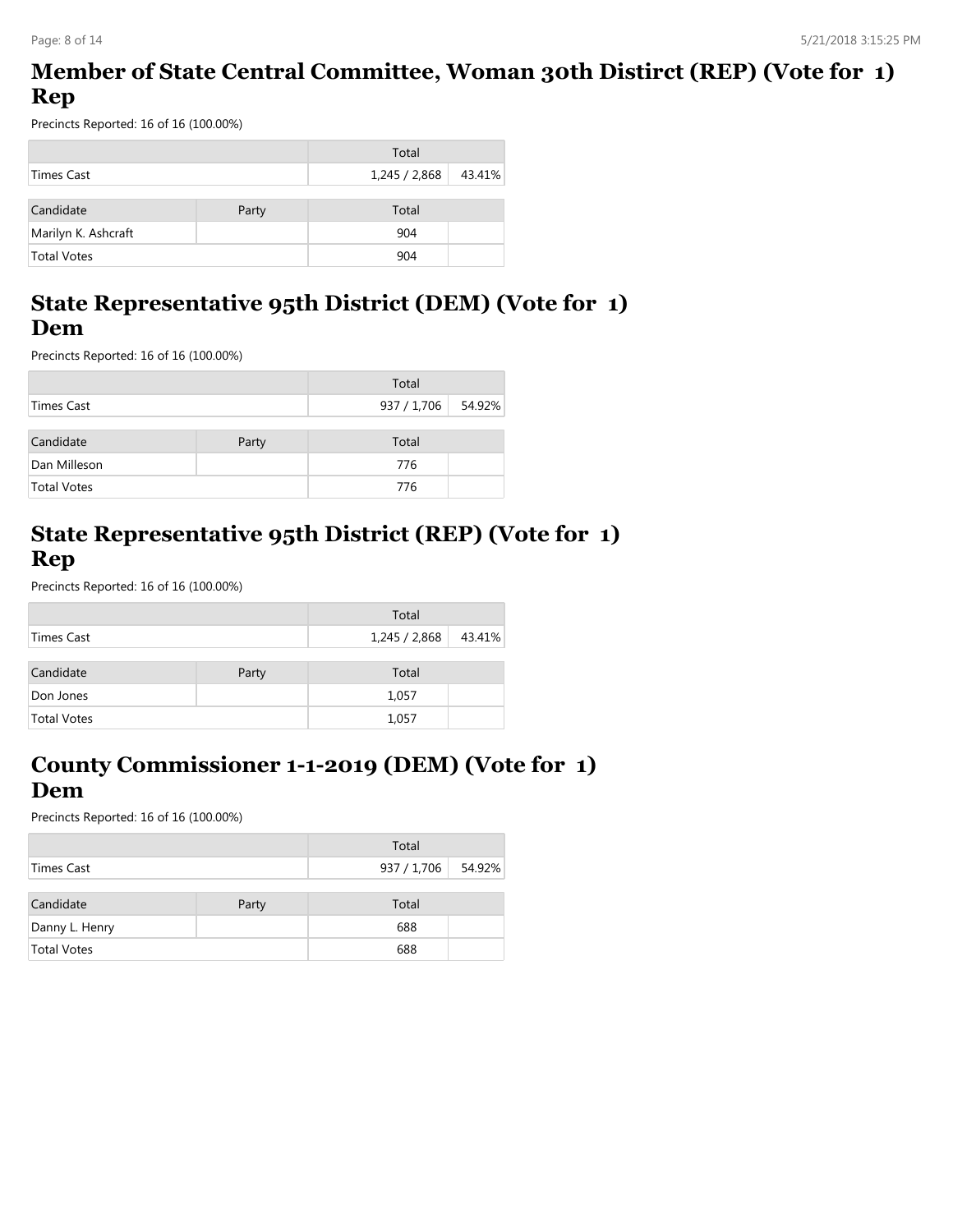## Member of State Central Committee, Woman 30th Distirct (REP) (Vote for 1) Rep

Precincts Reported: 16 of 16 (100.00%)

| | | Total | |
|---|---|---|---|
| Times Cast | | 1,245 / 2,868 | 43.41% |

| Candidate | Party | Total | |
|---|---|---|---|
| Marilyn K. Ashcraft | | 904 | |
| Total Votes | | 904 | |

## State Representative 95th District (DEM) (Vote for 1) Dem

Precincts Reported: 16 of 16 (100.00%)

| | | Total | |
|---|---|---|---|
| Times Cast | | 937 / 1,706 | 54.92% |

| Candidate | Party | Total | |
|---|---|---|---|
| Dan Milleson | | 776 | |
| Total Votes | | 776 | |

## State Representative 95th District (REP) (Vote for 1) Rep

Precincts Reported: 16 of 16 (100.00%)

| | | Total | |
|---|---|---|---|
| Times Cast | | 1,245 / 2,868 | 43.41% |

| Candidate | Party | Total | |
|---|---|---|---|
| Don Jones | | 1,057 | |
| Total Votes | | 1,057 | |

## County Commissioner 1-1-2019 (DEM) (Vote for 1) Dem

Precincts Reported: 16 of 16 (100.00%)

| | | Total | |
|---|---|---|---|
| Times Cast | | 937 / 1,706 | 54.92% |

| Candidate | Party | Total | |
|---|---|---|---|
| Danny L. Henry | | 688 | |
| Total Votes | | 688 | |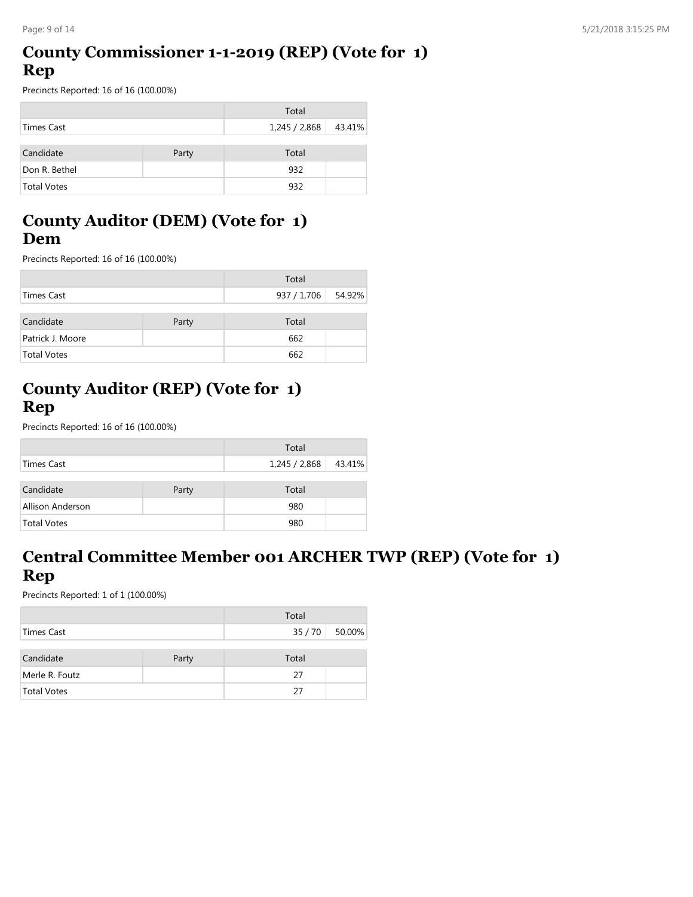## County Commissioner 1-1-2019 (REP) (Vote for 1) Rep

Precincts Reported: 16 of 16 (100.00%)

| | Total | |
|---|---|---|
| Times Cast | 1,245 / 2,868 | 43.41% |

| Candidate | Party | Total | |
|---|---|---|---|
| Don R. Bethel | | 932 | |
| Total Votes | | 932 | |

## County Auditor (DEM) (Vote for 1) Dem

Precincts Reported: 16 of 16 (100.00%)

| | Total | |
|---|---|---|
| Times Cast | 937 / 1,706 | 54.92% |

| Candidate | Party | Total | |
|---|---|---|---|
| Patrick J. Moore | | 662 | |
| Total Votes | | 662 | |

## County Auditor (REP) (Vote for 1) Rep

Precincts Reported: 16 of 16 (100.00%)

| | Total | |
|---|---|---|
| Times Cast | 1,245 / 2,868 | 43.41% |

| Candidate | Party | Total | |
|---|---|---|---|
| Allison Anderson | | 980 | |
| Total Votes | | 980 | |

## Central Committee Member 001 ARCHER TWP (REP) (Vote for 1) Rep

Precincts Reported: 1 of 1 (100.00%)

| | Total | |
|---|---|---|
| Times Cast | 35 / 70 | 50.00% |

| Candidate | Party | Total | |
|---|---|---|---|
| Merle R. Foutz | | 27 | |
| Total Votes | | 27 | |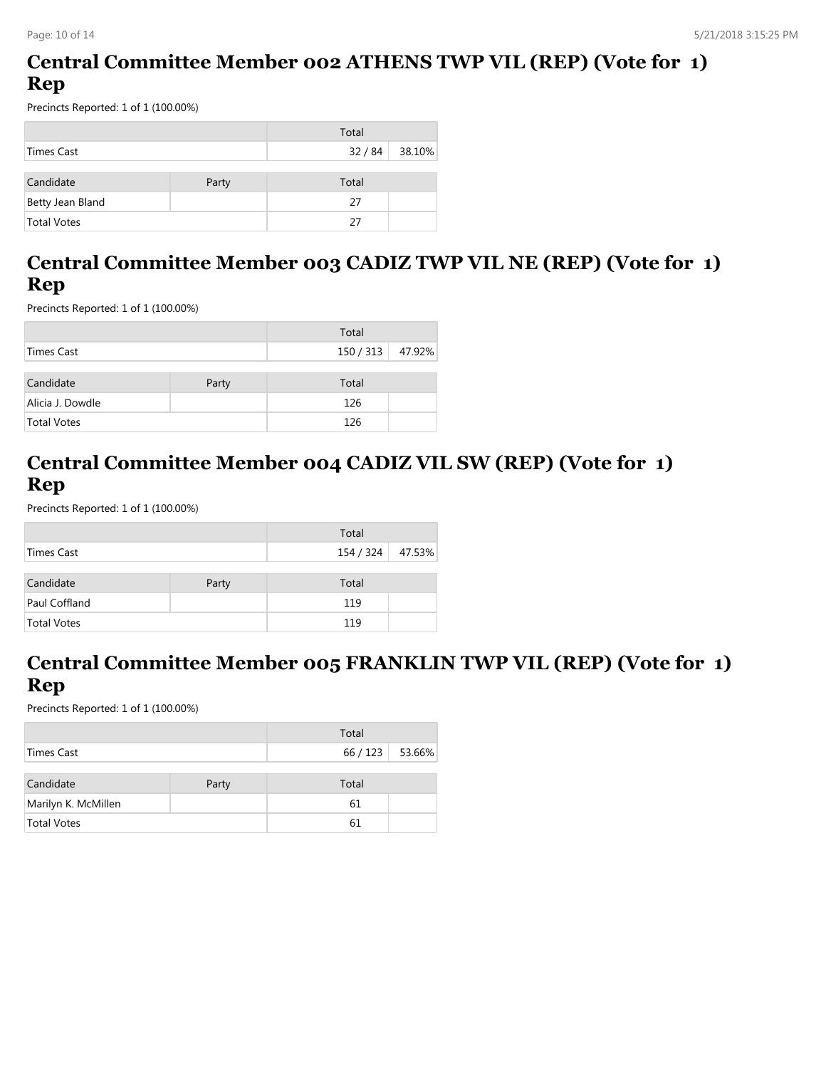# Central Committee Member 002 ATHENS TWP VIL (REP) (Vote for 1) Rep

Precincts Reported: 1 of 1 (100.00%)

| | Total | |
|---|---|---|
| Times Cast | 32 / 84 | 38.10% |

| Candidate | Party | Total | |
|---|---|---|---|
| Betty Jean Bland | | 27 | |
| Total Votes | | 27 | |

# Central Committee Member 003 CADIZ TWP VIL NE (REP) (Vote for 1) Rep

Precincts Reported: 1 of 1 (100.00%)

| | Total | |
|---|---|---|
| Times Cast | 150 / 313 | 47.92% |

| Candidate | Party | Total | |
|---|---|---|---|
| Alicia J. Dowdle | | 126 | |
| Total Votes | | 126 | |

# Central Committee Member 004 CADIZ VIL SW (REP) (Vote for 1) Rep

Precincts Reported: 1 of 1 (100.00%)

| | Total | |
|---|---|---|
| Times Cast | 154 / 324 | 47.53% |

| Candidate | Party | Total | |
|---|---|---|---|
| Paul Coffland | | 119 | |
| Total Votes | | 119 | |

# Central Committee Member 005 FRANKLIN TWP VIL (REP) (Vote for 1) Rep

Precincts Reported: 1 of 1 (100.00%)

| | Total | |
|---|---|---|
| Times Cast | 66 / 123 | 53.66% |

| Candidate | Party | Total | |
|---|---|---|---|
| Marilyn K. McMillen | | 61 | |
| Total Votes | | 61 | |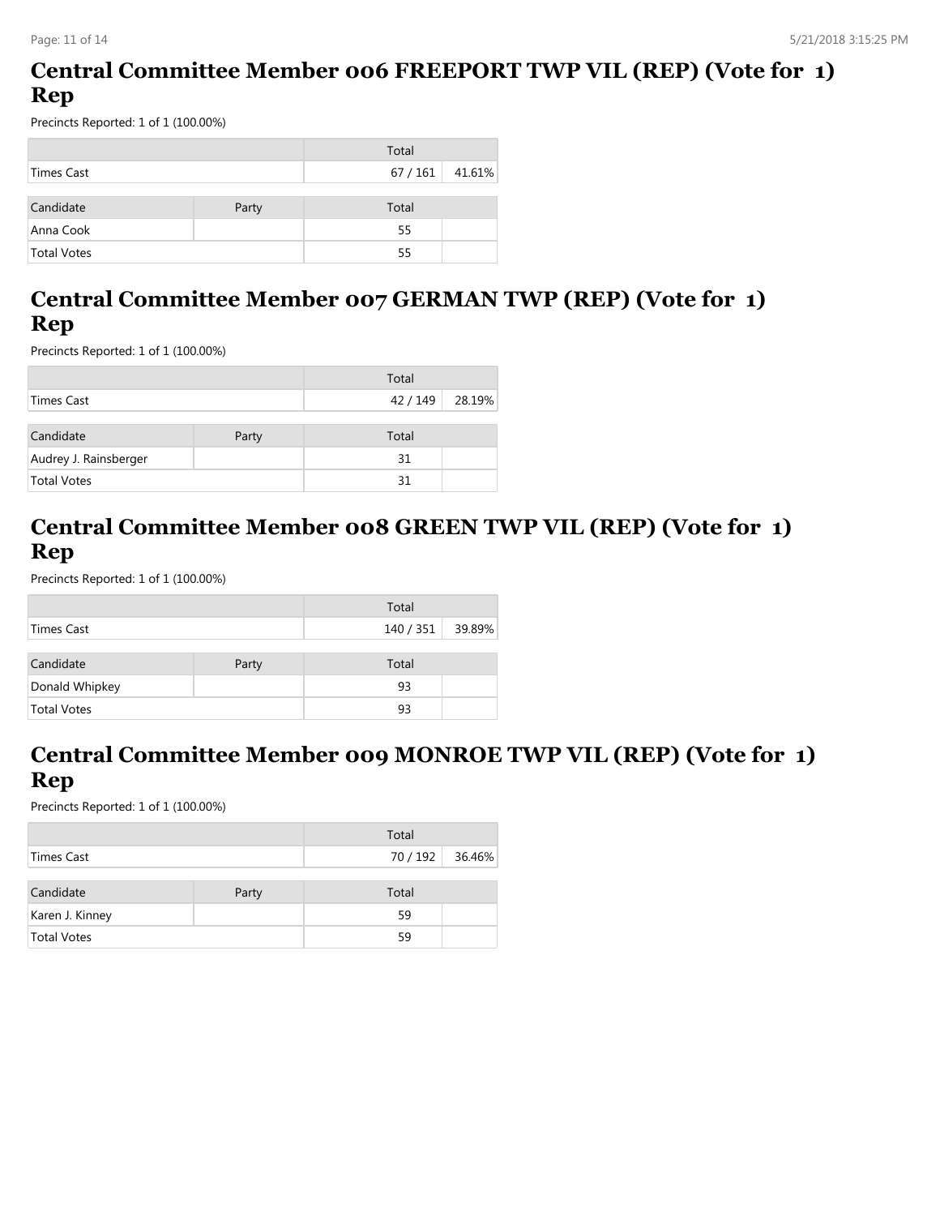## Central Committee Member 006 FREEPORT TWP VIL (REP) (Vote for 1) Rep

Precincts Reported: 1 of 1 (100.00%)

| | Total | |
|---|---|---|
| Times Cast | 67 / 161 | 41.61% |

| Candidate | Party | Total | |
|---|---|---|---|
| Anna Cook | | 55 | |
| Total Votes | | 55 | |

## Central Committee Member 007 GERMAN TWP (REP) (Vote for 1) Rep

Precincts Reported: 1 of 1 (100.00%)

| | Total | |
|---|---|---|
| Times Cast | 42 / 149 | 28.19% |

| Candidate | Party | Total | |
|---|---|---|---|
| Audrey J. Rainsberger | | 31 | |
| Total Votes | | 31 | |

## Central Committee Member 008 GREEN TWP VIL (REP) (Vote for 1) Rep

Precincts Reported: 1 of 1 (100.00%)

| | Total | |
|---|---|---|
| Times Cast | 140 / 351 | 39.89% |

| Candidate | Party | Total | |
|---|---|---|---|
| Donald Whipkey | | 93 | |
| Total Votes | | 93 | |

## Central Committee Member 009 MONROE TWP VIL (REP) (Vote for 1) Rep

Precincts Reported: 1 of 1 (100.00%)

| | Total | |
|---|---|---|
| Times Cast | 70 / 192 | 36.46% |

| Candidate | Party | Total | |
|---|---|---|---|
| Karen J. Kinney | | 59 | |
| Total Votes | | 59 | |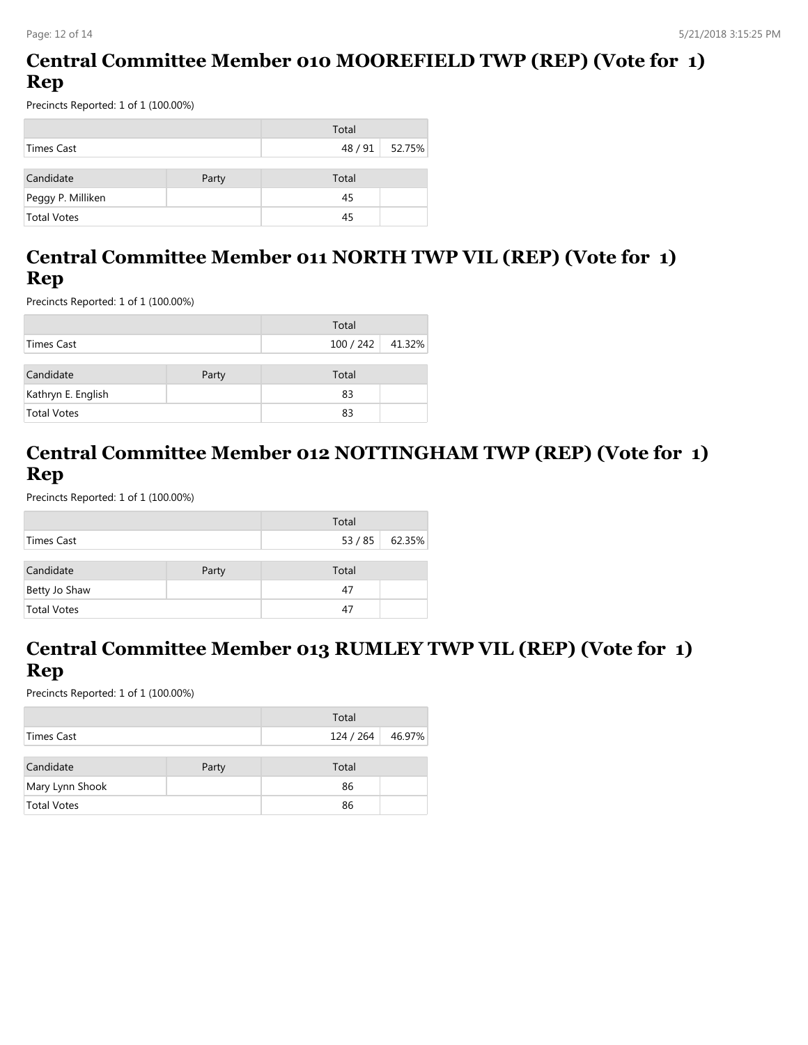## Central Committee Member 010 MOOREFIELD TWP (REP) (Vote for 1) Rep

Precincts Reported: 1 of 1 (100.00%)

| | Total | |
|---|---|---|
| Times Cast | 48 / 91 | 52.75% |

| Candidate | Party | Total | |
|---|---|---|---|
| Peggy P. Milliken | | 45 | |
| Total Votes | | 45 | |

## Central Committee Member 011 NORTH TWP VIL (REP) (Vote for 1) Rep

Precincts Reported: 1 of 1 (100.00%)

| | Total | |
|---|---|---|
| Times Cast | 100 / 242 | 41.32% |

| Candidate | Party | Total | |
|---|---|---|---|
| Kathryn E. English | | 83 | |
| Total Votes | | 83 | |

## Central Committee Member 012 NOTTINGHAM TWP (REP) (Vote for 1) Rep

Precincts Reported: 1 of 1 (100.00%)

| | Total | |
|---|---|---|
| Times Cast | 53 / 85 | 62.35% |

| Candidate | Party | Total | |
|---|---|---|---|
| Betty Jo Shaw | | 47 | |
| Total Votes | | 47 | |

## Central Committee Member 013 RUMLEY TWP VIL (REP) (Vote for 1) Rep

Precincts Reported: 1 of 1 (100.00%)

| | Total | |
|---|---|---|
| Times Cast | 124 / 264 | 46.97% |

| Candidate | Party | Total | |
|---|---|---|---|
| Mary Lynn Shook | | 86 | |
| Total Votes | | 86 | |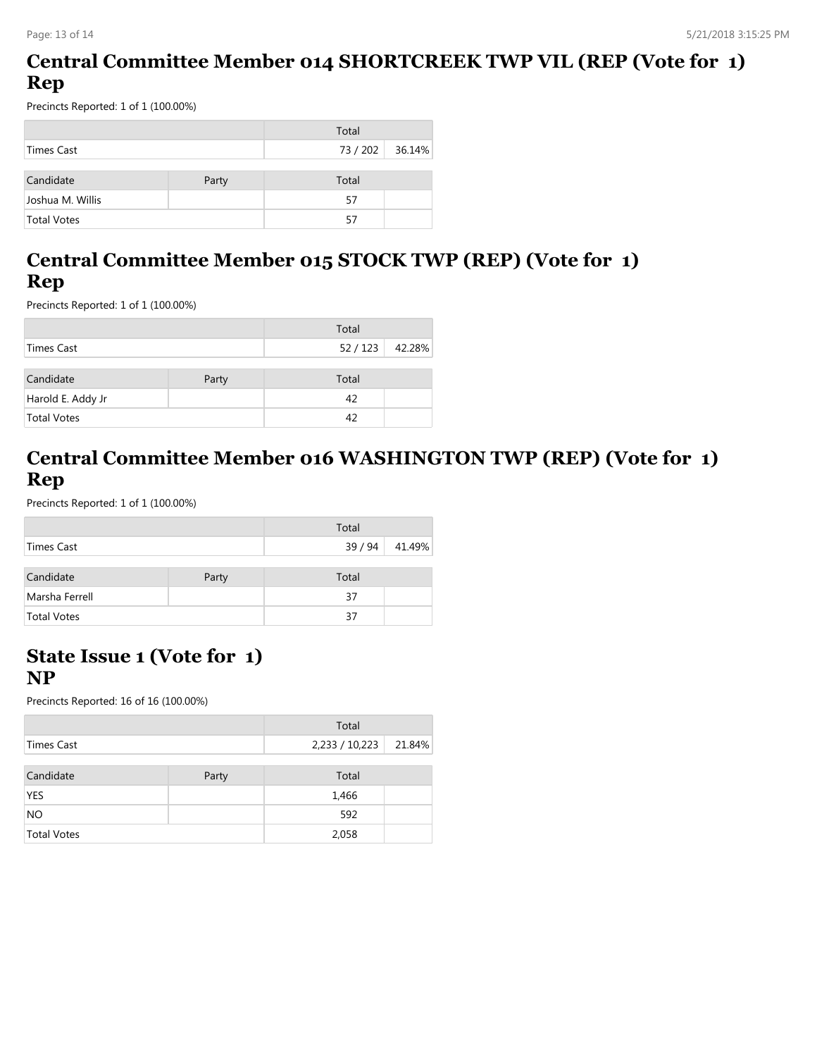## Central Committee Member 014 SHORTCREEK TWP VIL (REP (Vote for 1) Rep

Precincts Reported: 1 of 1 (100.00%)

| | | Total | |
|---|---|---|---|
| Times Cast | | 73 / 202 | 36.14% |

| Candidate | Party | Total | |
|---|---|---|---|
| Joshua M. Willis | | 57 | |
| Total Votes | | 57 | |

## Central Committee Member 015 STOCK TWP (REP) (Vote for 1) Rep

Precincts Reported: 1 of 1 (100.00%)

| | | Total | |
|---|---|---|---|
| Times Cast | | 52 / 123 | 42.28% |

| Candidate | Party | Total | |
|---|---|---|---|
| Harold E. Addy Jr | | 42 | |
| Total Votes | | 42 | |

## Central Committee Member 016 WASHINGTON TWP (REP) (Vote for 1) Rep

Precincts Reported: 1 of 1 (100.00%)

| | | Total | |
|---|---|---|---|
| Times Cast | | 39 / 94 | 41.49% |

| Candidate | Party | Total | |
|---|---|---|---|
| Marsha Ferrell | | 37 | |
| Total Votes | | 37 | |

## State Issue 1 (Vote for 1) NP

Precincts Reported: 16 of 16 (100.00%)

| | | Total | |
|---|---|---|---|
| Times Cast | | 2,233 / 10,223 | 21.84% |

| Candidate | Party | Total | |
|---|---|---|---|
| YES | | 1,466 | |
| NO | | 592 | |
| Total Votes | | 2,058 | |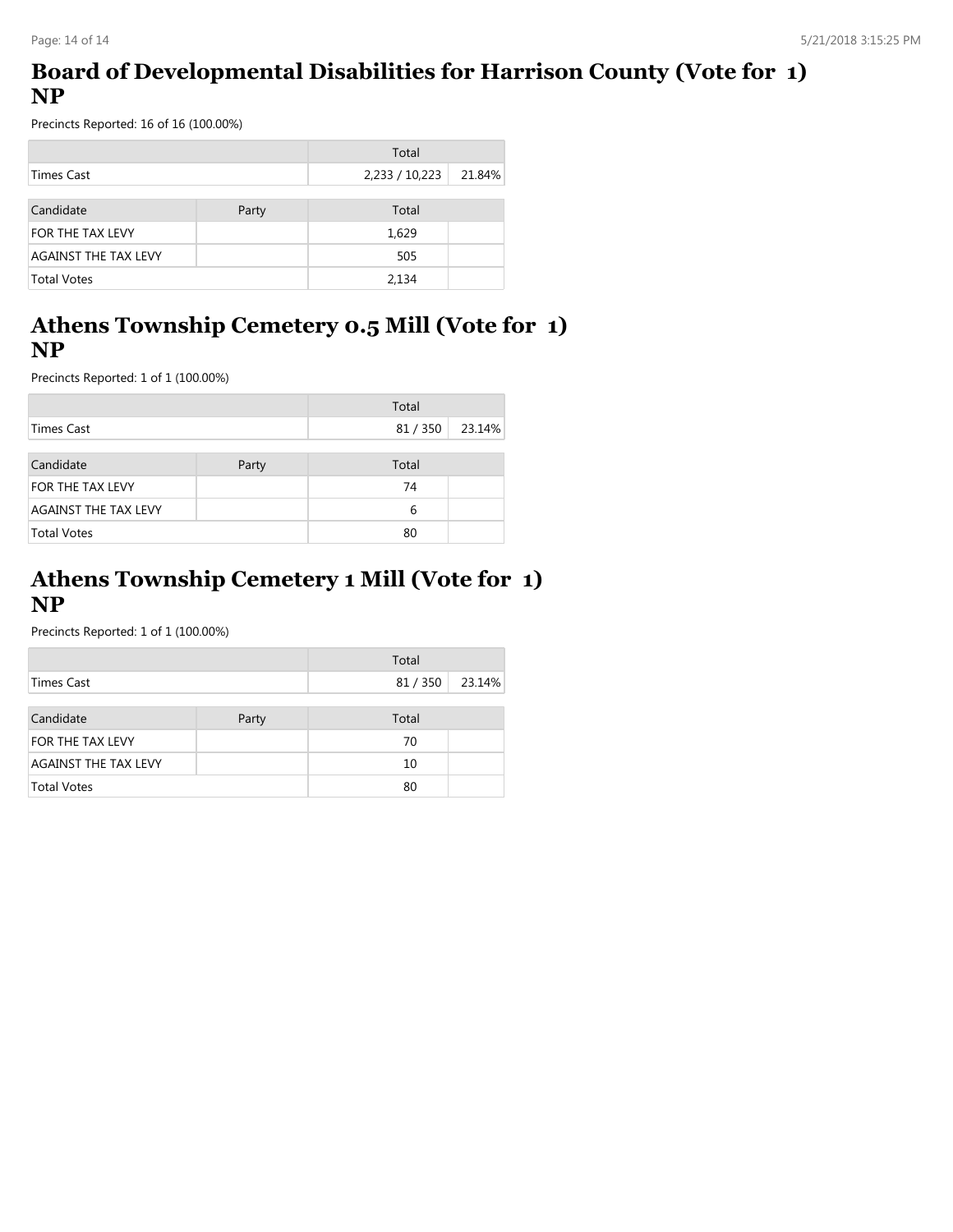## Board of Developmental Disabilities for Harrison County (Vote for 1) NP

Precincts Reported: 16 of 16 (100.00%)

| | | Total | |
|---|---|---|---|
| Times Cast | | 2,233 / 10,223 | 21.84% |

| Candidate | Party | Total | |
|---|---|---|---|
| FOR THE TAX LEVY | | 1,629 | |
| AGAINST THE TAX LEVY | | 505 | |
| Total Votes | | 2,134 | |

## Athens Township Cemetery 0.5 Mill (Vote for 1) NP

Precincts Reported: 1 of 1 (100.00%)

| | | Total | |
|---|---|---|---|
| Times Cast | | 81 / 350 | 23.14% |

| Candidate | Party | Total | |
|---|---|---|---|
| FOR THE TAX LEVY | | 74 | |
| AGAINST THE TAX LEVY | | 6 | |
| Total Votes | | 80 | |

## Athens Township Cemetery 1 Mill (Vote for 1) NP

Precincts Reported: 1 of 1 (100.00%)

| | | Total | |
|---|---|---|---|
| Times Cast | | 81 / 350 | 23.14% |

| Candidate | Party | Total | |
|---|---|---|---|
| FOR THE TAX LEVY | | 70 | |
| AGAINST THE TAX LEVY | | 10 | |
| Total Votes | | 80 | |